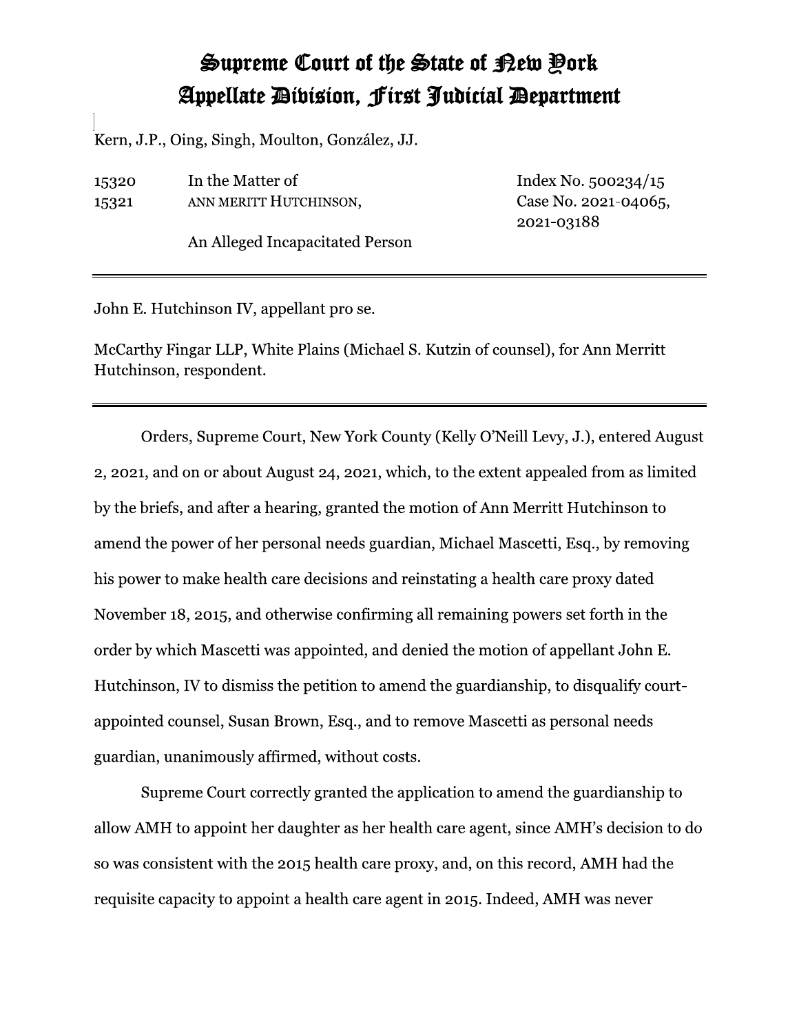# Supreme Court of the State of New York
## Appellate Division, First Judicial Department

Kern, J.P., Oing, Singh, Moulton, González, JJ.

| | | |
|---|---|---|
| 15320<br>15321 | In the Matter of<br>ANN MERITT HUTCHINSON,<br><br>An Alleged Incapacitated Person | Index No. 500234/15<br>Case No. 2021-04065, 2021-03188 |

---

John E. Hutchinson IV, appellant pro se.

McCarthy Fingar LLP, White Plains (Michael S. Kutzin of counsel), for Ann Merritt Hutchinson, respondent.

---

Orders, Supreme Court, New York County (Kelly O'Neill Levy, J.), entered August 2, 2021, and on or about August 24, 2021, which, to the extent appealed from as limited by the briefs, and after a hearing, granted the motion of Ann Merritt Hutchinson to amend the power of her personal needs guardian, Michael Mascetti, Esq., by removing his power to make health care decisions and reinstating a health care proxy dated November 18, 2015, and otherwise confirming all remaining powers set forth in the order by which Mascetti was appointed, and denied the motion of appellant John E. Hutchinson, IV to dismiss the petition to amend the guardianship, to disqualify court-appointed counsel, Susan Brown, Esq., and to remove Mascetti as personal needs guardian, unanimously affirmed, without costs.

Supreme Court correctly granted the application to amend the guardianship to allow AMH to appoint her daughter as her health care agent, since AMH's decision to do so was consistent with the 2015 health care proxy, and, on this record, AMH had the requisite capacity to appoint a health care agent in 2015. Indeed, AMH was never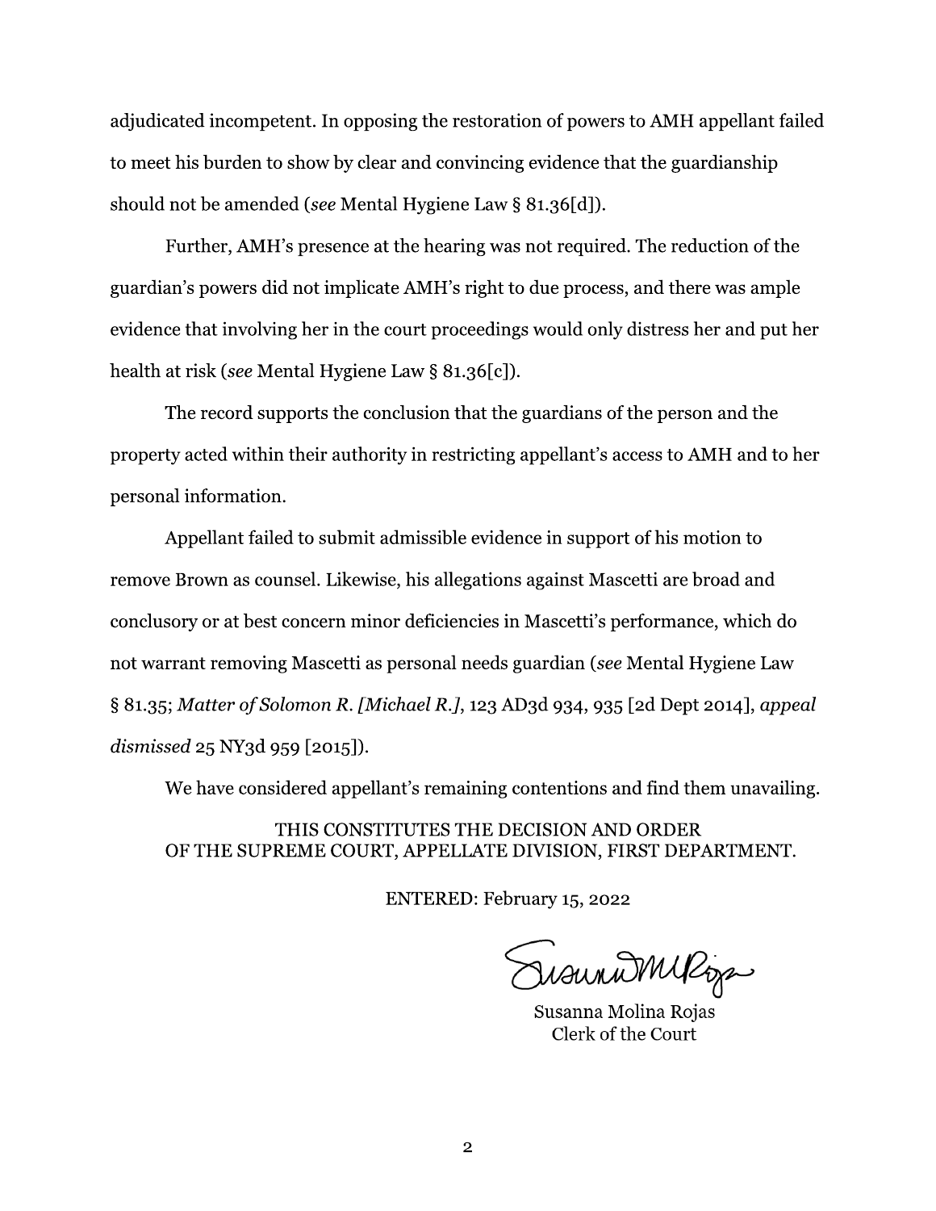adjudicated incompetent. In opposing the restoration of powers to AMH appellant failed to meet his burden to show by clear and convincing evidence that the guardianship should not be amended (*see* Mental Hygiene Law § 81.36[d]).

Further, AMH's presence at the hearing was not required. The reduction of the guardian's powers did not implicate AMH's right to due process, and there was ample evidence that involving her in the court proceedings would only distress her and put her health at risk (*see* Mental Hygiene Law § 81.36[c]).

The record supports the conclusion that the guardians of the person and the property acted within their authority in restricting appellant's access to AMH and to her personal information.

Appellant failed to submit admissible evidence in support of his motion to remove Brown as counsel. Likewise, his allegations against Mascetti are broad and conclusory or at best concern minor deficiencies in Mascetti's performance, which do not warrant removing Mascetti as personal needs guardian (*see* Mental Hygiene Law § 81.35; *Matter of Solomon R. [Michael R.]*, 123 AD3d 934, 935 [2d Dept 2014], *appeal dismissed* 25 NY3d 959 [2015]).

We have considered appellant's remaining contentions and find them unavailing.

THIS CONSTITUTES THE DECISION AND ORDER
OF THE SUPREME COURT, APPELLATE DIVISION, FIRST DEPARTMENT.

ENTERED: February 15, 2022

Susanna Molina Rojas
Clerk of the Court